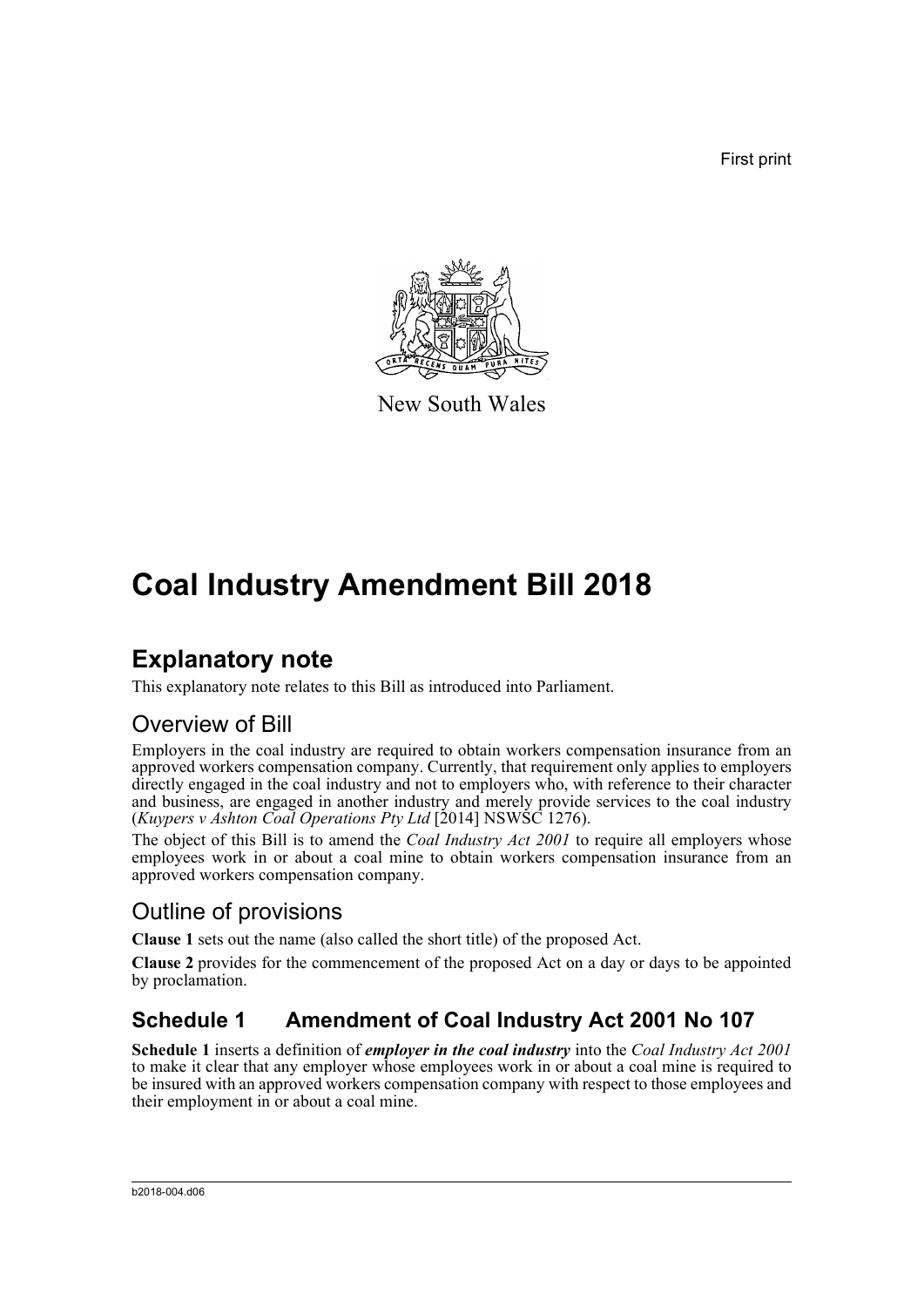First print

New South Wales

# Coal Industry Amendment Bill 2018

## Explanatory note

This explanatory note relates to this Bill as introduced into Parliament.

### Overview of Bill

Employers in the coal industry are required to obtain workers compensation insurance from an approved workers compensation company. Currently, that requirement only applies to employers directly engaged in the coal industry and not to employers who, with reference to their character and business, are engaged in another industry and merely provide services to the coal industry (*Kuypers v Ashton Coal Operations Pty Ltd* [2014] NSWSC 1276).

The object of this Bill is to amend the *Coal Industry Act 2001* to require all employers whose employees work in or about a coal mine to obtain workers compensation insurance from an approved workers compensation company.

### Outline of provisions

**Clause 1** sets out the name (also called the short title) of the proposed Act.

**Clause 2** provides for the commencement of the proposed Act on a day or days to be appointed by proclamation.

### Schedule 1 Amendment of Coal Industry Act 2001 No 107

**Schedule 1** inserts a definition of ***employer in the coal industry*** into the *Coal Industry Act 2001* to make it clear that any employer whose employees work in or about a coal mine is required to be insured with an approved workers compensation company with respect to those employees and their employment in or about a coal mine.

b2018-004.d06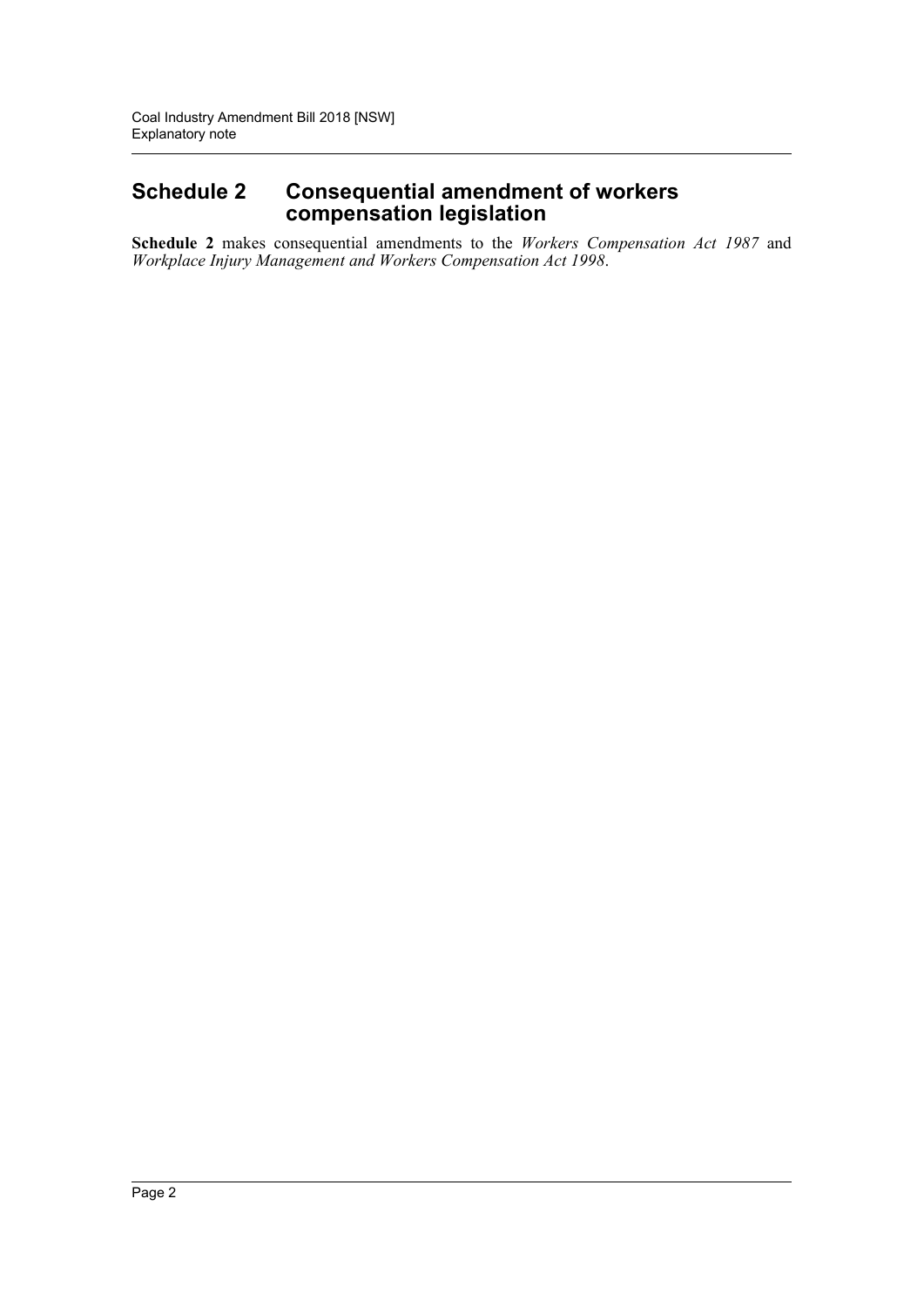## Schedule 2 Consequential amendment of workers compensation legislation

**Schedule 2** makes consequential amendments to the *Workers Compensation Act 1987* and *Workplace Injury Management and Workers Compensation Act 1998*.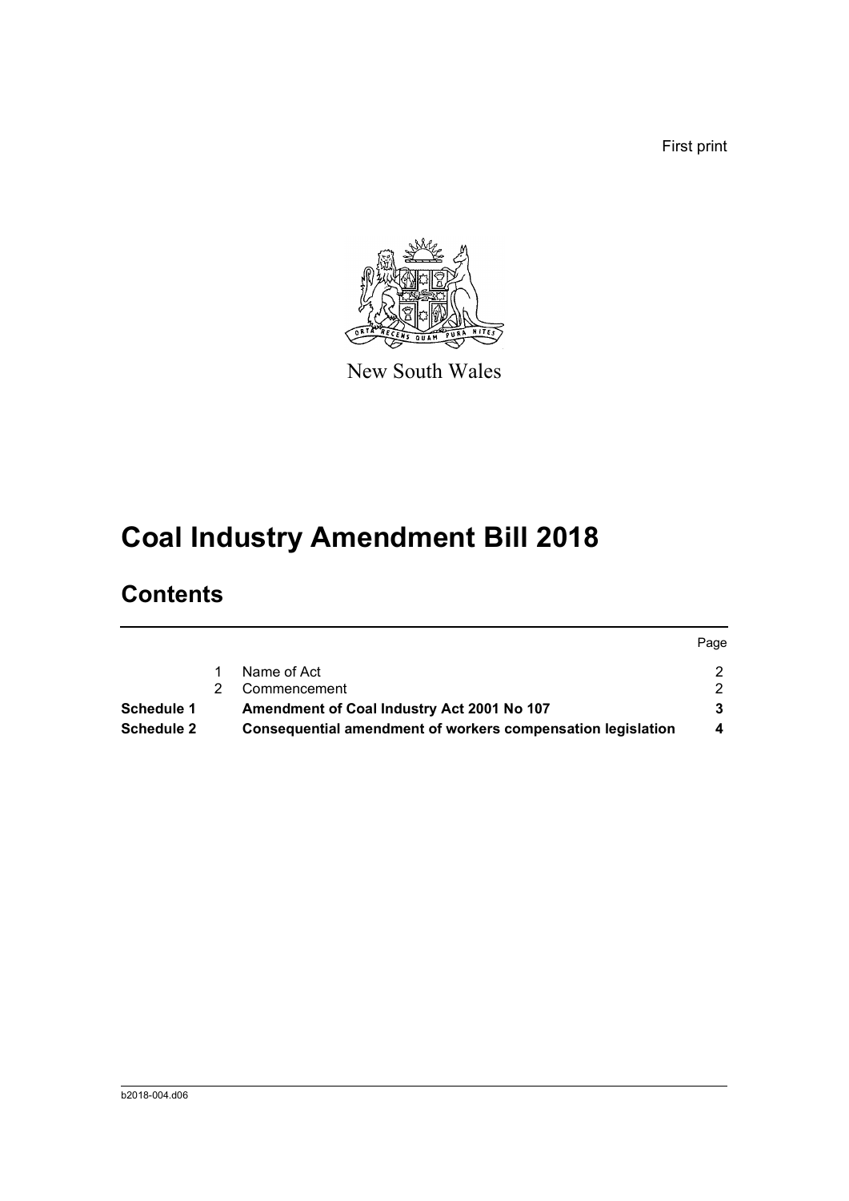First print

New South Wales

# Coal Industry Amendment Bill 2018

## Contents

| | | | Page |
|---|---|---|---|
| | 1 | Name of Act | 2 |
| | 2 | Commencement | 2 |
| **Schedule 1** | | **Amendment of Coal Industry Act 2001 No 107** | **3** |
| **Schedule 2** | | **Consequential amendment of workers compensation legislation** | **4** |

b2018-004.d06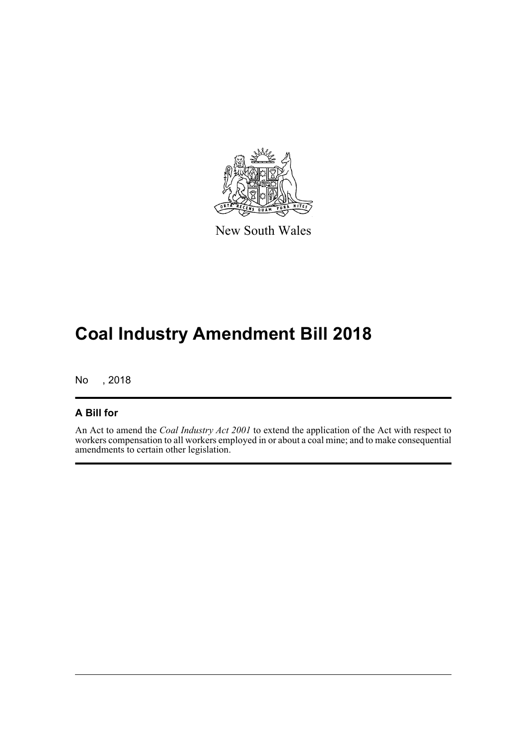New South Wales

# Coal Industry Amendment Bill 2018

No , 2018

## A Bill for

An Act to amend the *Coal Industry Act 2001* to extend the application of the Act with respect to workers compensation to all workers employed in or about a coal mine; and to make consequential amendments to certain other legislation.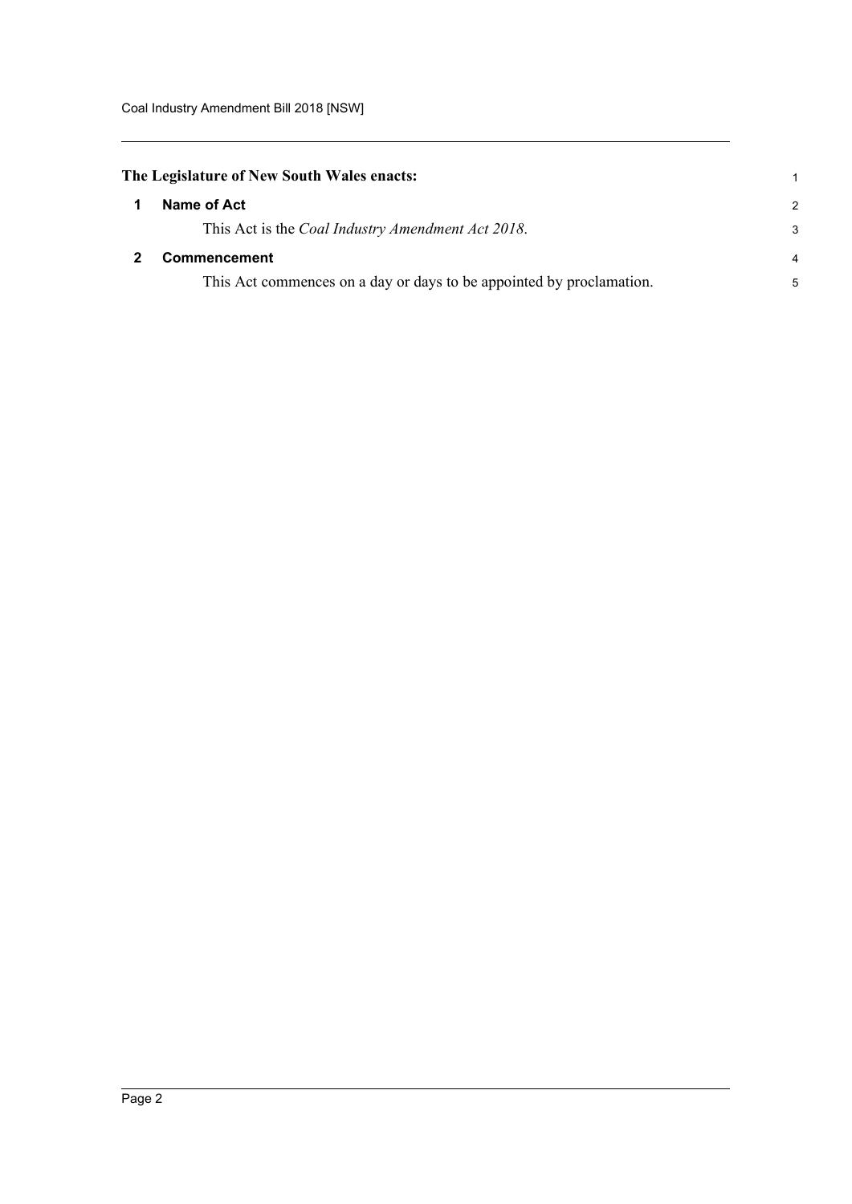**The Legislature of New South Wales enacts:**

## 1 Name of Act

This Act is the *Coal Industry Amendment Act 2018*.

## 2 Commencement

This Act commences on a day or days to be appointed by proclamation.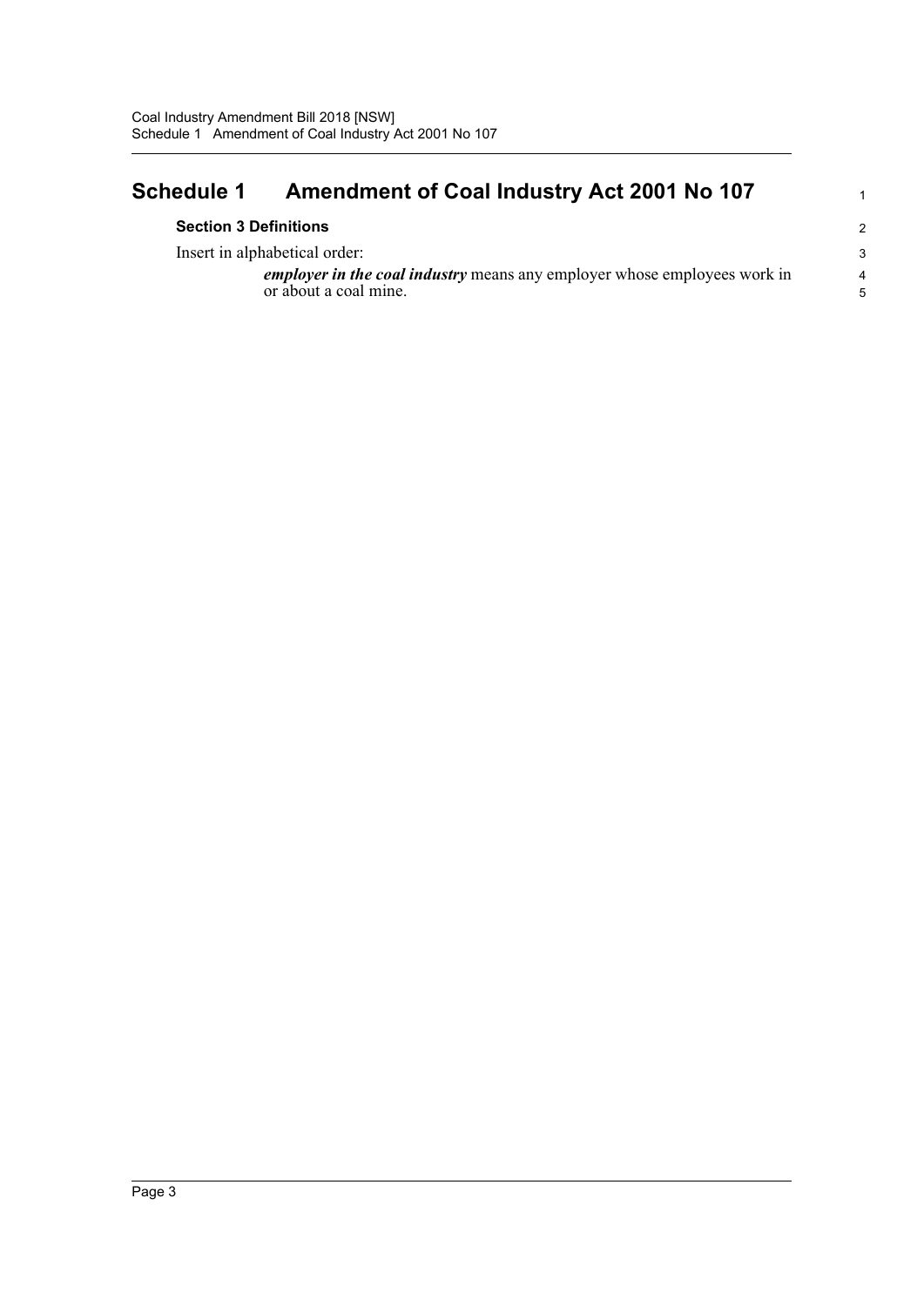# Schedule 1 Amendment of Coal Industry Act 2001 No 107

### Section 3 Definitions

Insert in alphabetical order:

> ***employer in the coal industry*** means any employer whose employees work in or about a coal mine.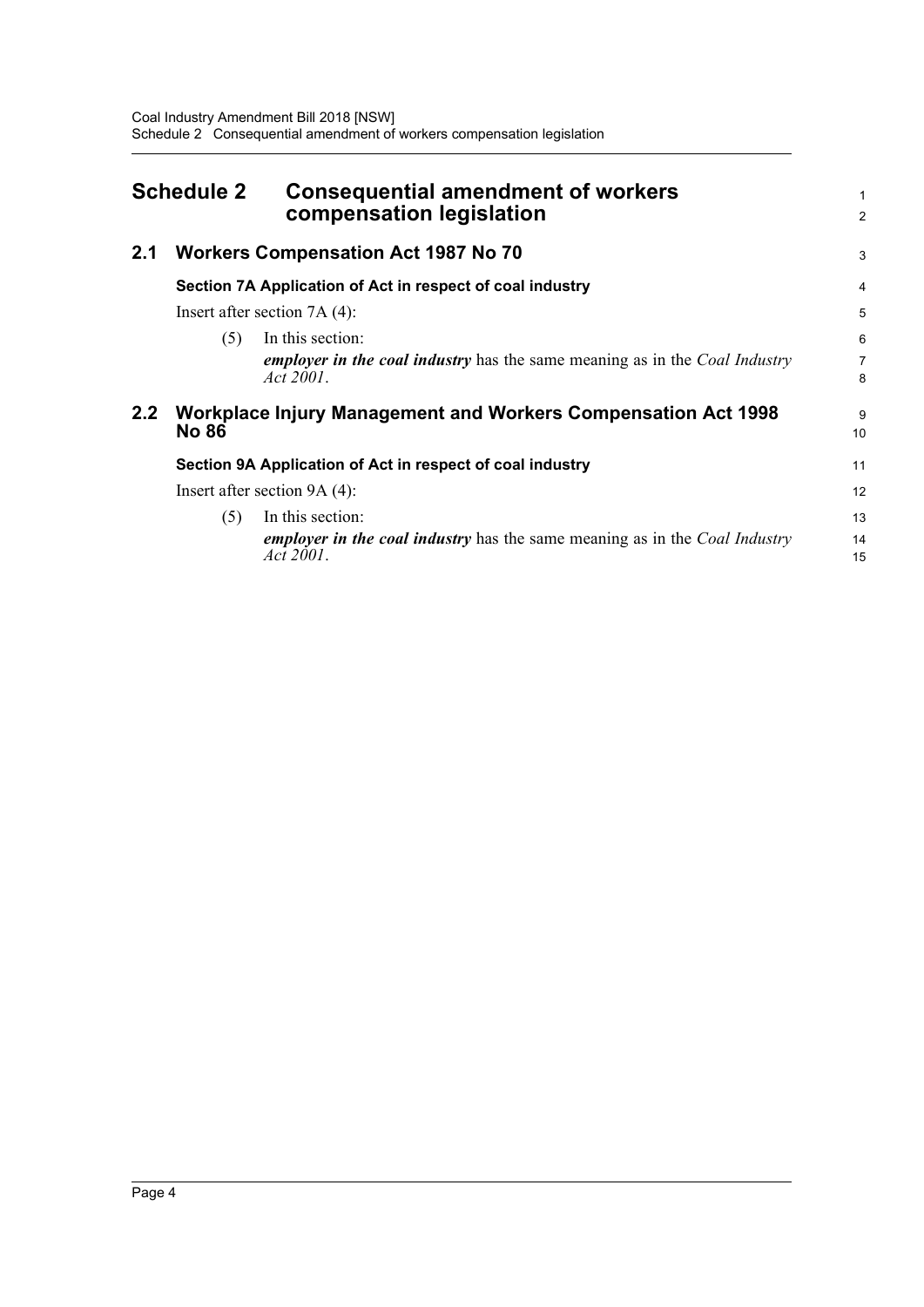# Schedule 2 Consequential amendment of workers compensation legislation

## 2.1 Workers Compensation Act 1987 No 70

### Section 7A Application of Act in respect of coal industry

Insert after section 7A (4):

(5) In this section:

***employer in the coal industry*** has the same meaning as in the *Coal Industry Act 2001*.

## 2.2 Workplace Injury Management and Workers Compensation Act 1998 No 86

### Section 9A Application of Act in respect of coal industry

Insert after section 9A (4):

(5) In this section:

***employer in the coal industry*** has the same meaning as in the *Coal Industry Act 2001*.